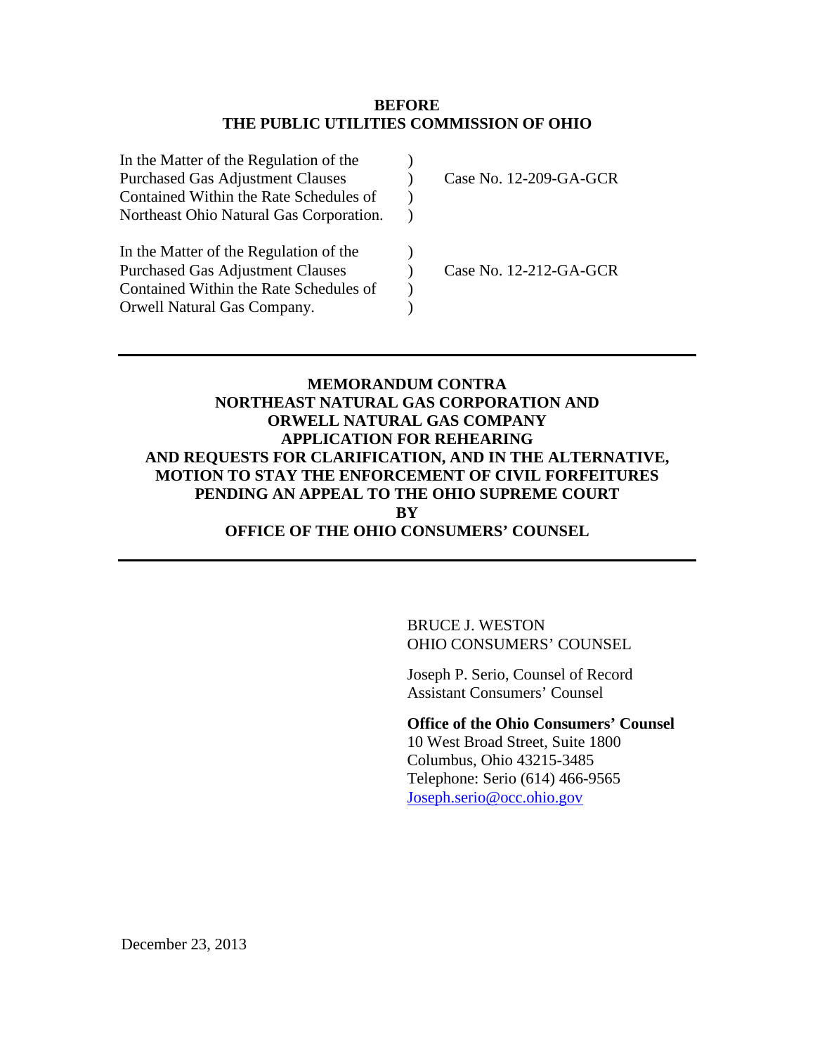**BEFORE**
**THE PUBLIC UTILITIES COMMISSION OF OHIO**

| | | |
|---|---|---|
| In the Matter of the Regulation of the Purchased Gas Adjustment Clauses Contained Within the Rate Schedules of Northeast Ohio Natural Gas Corporation. | ) ) ) ) | Case No. 12-209-GA-GCR |
| In the Matter of the Regulation of the Purchased Gas Adjustment Clauses Contained Within the Rate Schedules of Orwell Natural Gas Company. | ) ) ) ) | Case No. 12-212-GA-GCR |

---

**MEMORANDUM CONTRA**
**NORTHEAST NATURAL GAS CORPORATION AND**
**ORWELL NATURAL GAS COMPANY**
**APPLICATION FOR REHEARING**
**AND REQUESTS FOR CLARIFICATION, AND IN THE ALTERNATIVE,**
**MOTION TO STAY THE ENFORCEMENT OF CIVIL FORFEITURES**
**PENDING AN APPEAL TO THE OHIO SUPREME COURT**
**BY**
**OFFICE OF THE OHIO CONSUMERS' COUNSEL**

---

BRUCE J. WESTON
OHIO CONSUMERS' COUNSEL

Joseph P. Serio, Counsel of Record
Assistant Consumers' Counsel

**Office of the Ohio Consumers' Counsel**
10 West Broad Street, Suite 1800
Columbus, Ohio 43215-3485
Telephone: Serio (614) 466-9565
Joseph.serio@occ.ohio.gov

December 23, 2013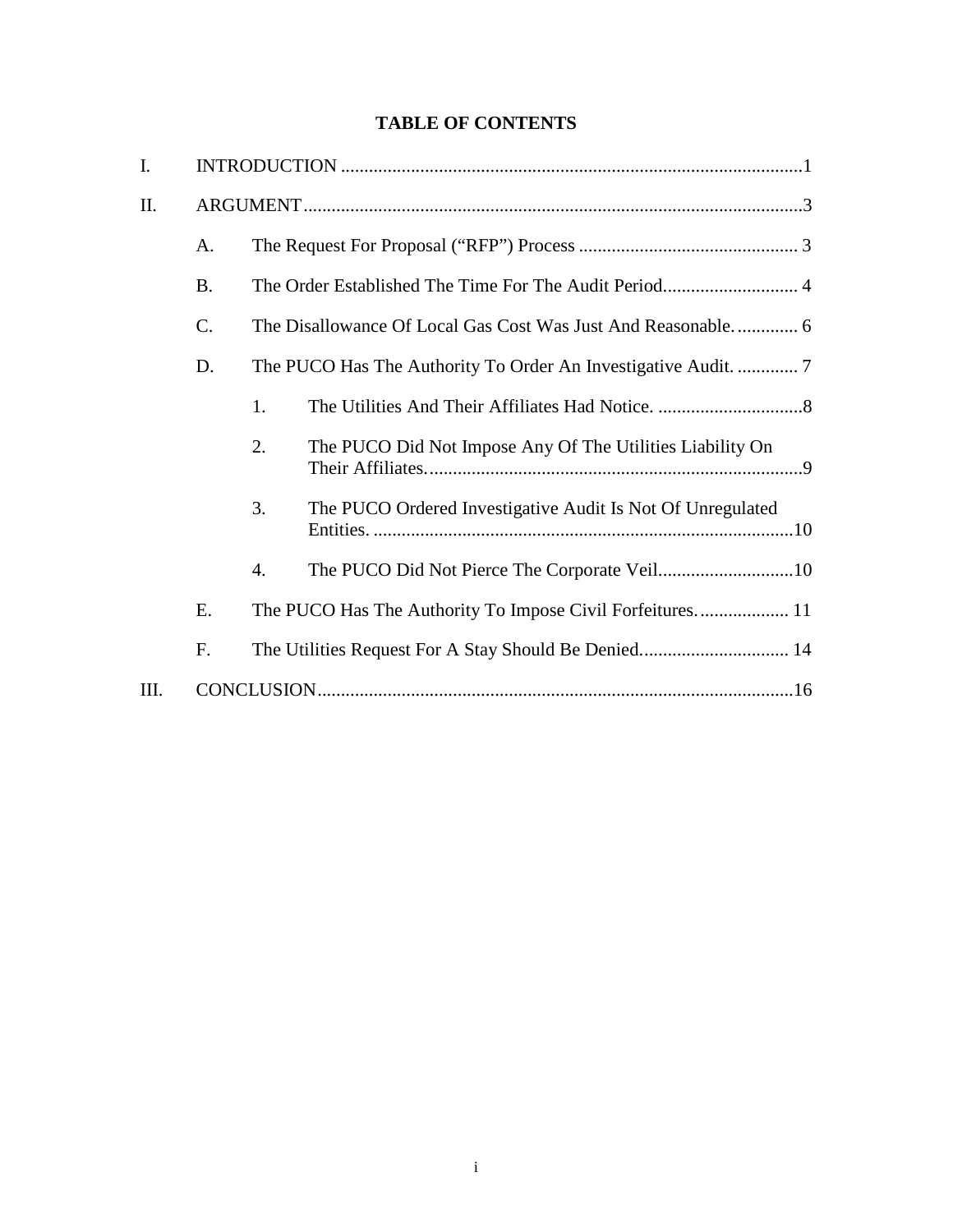# TABLE OF CONTENTS

I. INTRODUCTION ........................................................................................................1

II. ARGUMENT...............................................................................................................3

  A. The Request For Proposal (“RFP”) Process ............................................... 3

  B. The Order Established The Time For The Audit Period............................. 4

  C. The Disallowance Of Local Gas Cost Was Just And Reasonable. ............. 6

  D. The PUCO Has The Authority To Order An Investigative Audit. ............. 7

    1. The Utilities And Their Affiliates Had Notice. ...............................8

    2. The PUCO Did Not Impose Any Of The Utilities Liability On Their Affiliates. ...............................................................................9

    3. The PUCO Ordered Investigative Audit Is Not Of Unregulated Entities. .........................................................................................10

    4. The PUCO Did Not Pierce The Corporate Veil.............................10

  E. The PUCO Has The Authority To Impose Civil Forfeitures. ................... 11

  F. The Utilities Request For A Stay Should Be Denied................................ 14

III. CONCLUSION.........................................................................................................16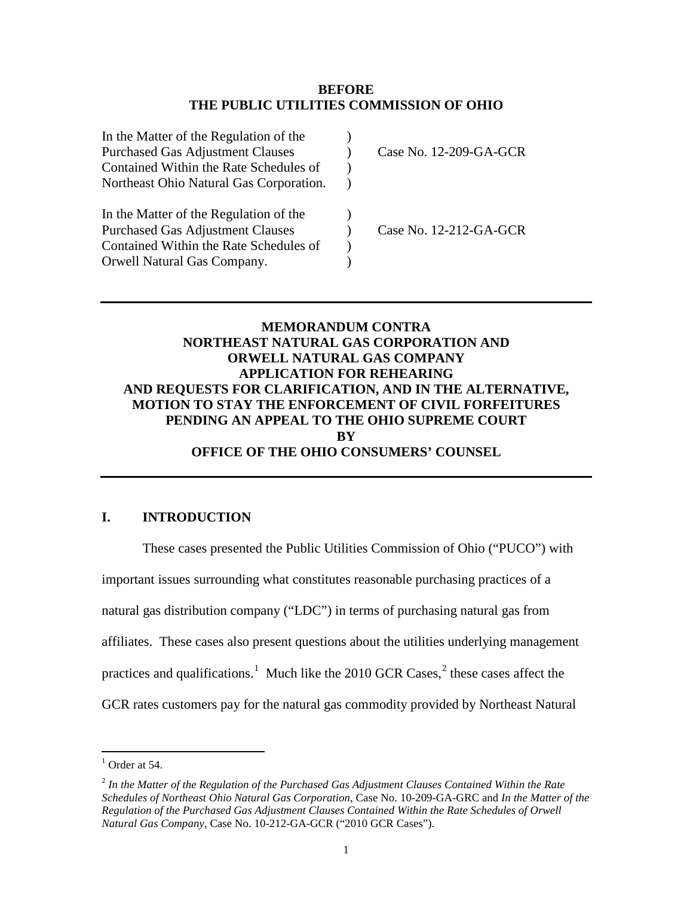**BEFORE**
**THE PUBLIC UTILITIES COMMISSION OF OHIO**

| | | |
|---|---|---|
| In the Matter of the Regulation of the Purchased Gas Adjustment Clauses Contained Within the Rate Schedules of Northeast Ohio Natural Gas Corporation. | ) ) ) ) | Case No. 12-209-GA-GCR |
| In the Matter of the Regulation of the Purchased Gas Adjustment Clauses Contained Within the Rate Schedules of Orwell Natural Gas Company. | ) ) ) ) | Case No. 12-212-GA-GCR |

---

**MEMORANDUM CONTRA**
**NORTHEAST NATURAL GAS CORPORATION AND**
**ORWELL NATURAL GAS COMPANY**
**APPLICATION FOR REHEARING**
**AND REQUESTS FOR CLARIFICATION, AND IN THE ALTERNATIVE,**
**MOTION TO STAY THE ENFORCEMENT OF CIVIL FORFEITURES**
**PENDING AN APPEAL TO THE OHIO SUPREME COURT**
**BY**
**OFFICE OF THE OHIO CONSUMERS' COUNSEL**

---

## I. INTRODUCTION

These cases presented the Public Utilities Commission of Ohio ("PUCO") with important issues surrounding what constitutes reasonable purchasing practices of a natural gas distribution company ("LDC") in terms of purchasing natural gas from affiliates. These cases also present questions about the utilities underlying management practices and qualifications.[1] Much like the 2010 GCR Cases,[2] these cases affect the GCR rates customers pay for the natural gas commodity provided by Northeast Natural

---

[1] Order at 54.

[2] *In the Matter of the Regulation of the Purchased Gas Adjustment Clauses Contained Within the Rate Schedules of Northeast Ohio Natural Gas Corporation*, Case No. 10-209-GA-GRC and *In the Matter of the Regulation of the Purchased Gas Adjustment Clauses Contained Within the Rate Schedules of Orwell Natural Gas Company*, Case No. 10-212-GA-GCR ("2010 GCR Cases").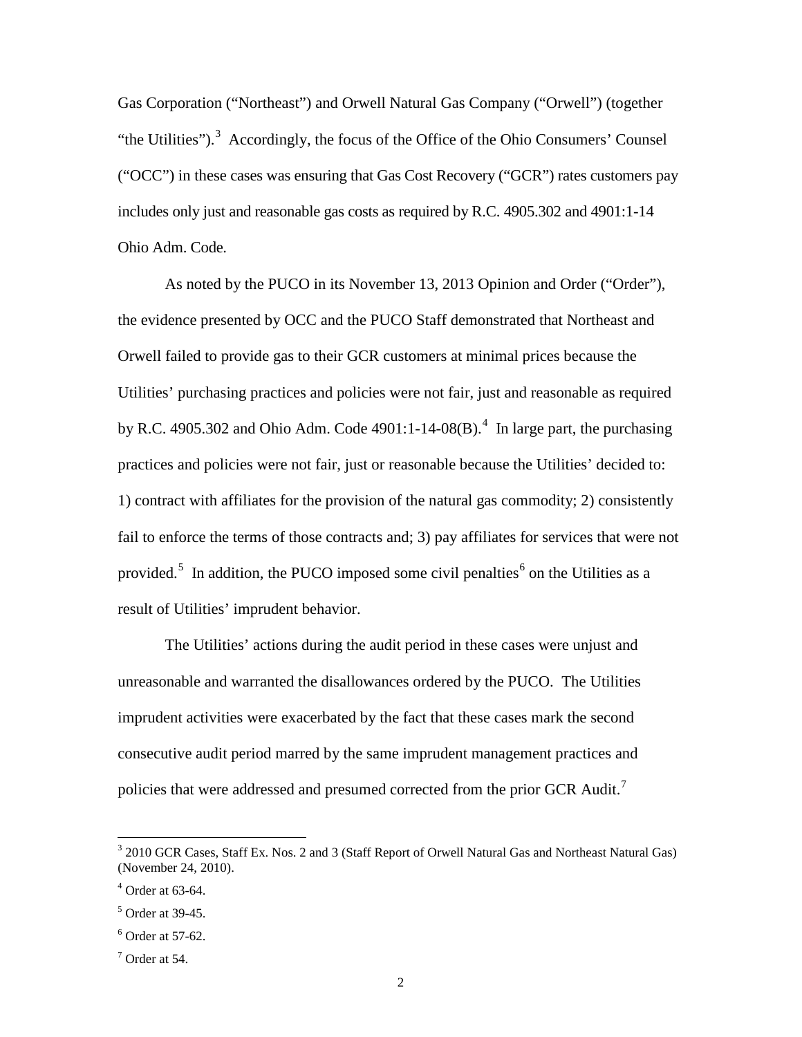Gas Corporation ("Northeast") and Orwell Natural Gas Company ("Orwell") (together "the Utilities").[3] Accordingly, the focus of the Office of the Ohio Consumers' Counsel ("OCC") in these cases was ensuring that Gas Cost Recovery ("GCR") rates customers pay includes only just and reasonable gas costs as required by R.C. 4905.302 and 4901:1-14 Ohio Adm. Code.

As noted by the PUCO in its November 13, 2013 Opinion and Order ("Order"), the evidence presented by OCC and the PUCO Staff demonstrated that Northeast and Orwell failed to provide gas to their GCR customers at minimal prices because the Utilities' purchasing practices and policies were not fair, just and reasonable as required by R.C. 4905.302 and Ohio Adm. Code 4901:1-14-08(B).[4] In large part, the purchasing practices and policies were not fair, just or reasonable because the Utilities' decided to: 1) contract with affiliates for the provision of the natural gas commodity; 2) consistently fail to enforce the terms of those contracts and; 3) pay affiliates for services that were not provided.[5] In addition, the PUCO imposed some civil penalties[6] on the Utilities as a result of Utilities' imprudent behavior.

The Utilities' actions during the audit period in these cases were unjust and unreasonable and warranted the disallowances ordered by the PUCO. The Utilities imprudent activities were exacerbated by the fact that these cases mark the second consecutive audit period marred by the same imprudent management practices and policies that were addressed and presumed corrected from the prior GCR Audit.[7]

---

[3] 2010 GCR Cases, Staff Ex. Nos. 2 and 3 (Staff Report of Orwell Natural Gas and Northeast Natural Gas) (November 24, 2010).

[4] Order at 63-64.

[5] Order at 39-45.

[6] Order at 57-62.

[7] Order at 54.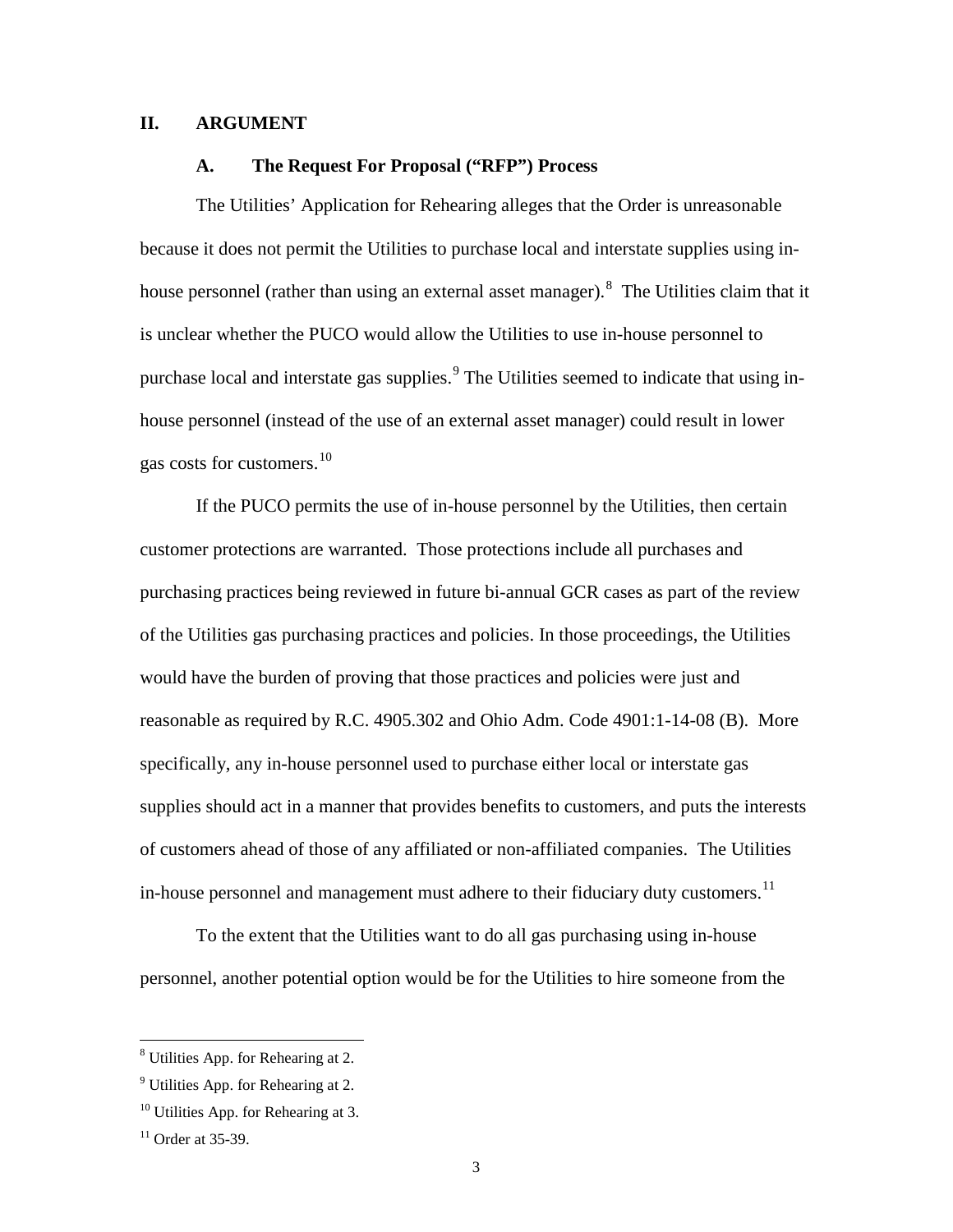## II. ARGUMENT

### A. The Request For Proposal ("RFP") Process

The Utilities' Application for Rehearing alleges that the Order is unreasonable because it does not permit the Utilities to purchase local and interstate supplies using in-house personnel (rather than using an external asset manager).[8] The Utilities claim that it is unclear whether the PUCO would allow the Utilities to use in-house personnel to purchase local and interstate gas supplies.[9] The Utilities seemed to indicate that using in-house personnel (instead of the use of an external asset manager) could result in lower gas costs for customers.[10]

If the PUCO permits the use of in-house personnel by the Utilities, then certain customer protections are warranted. Those protections include all purchases and purchasing practices being reviewed in future bi-annual GCR cases as part of the review of the Utilities gas purchasing practices and policies. In those proceedings, the Utilities would have the burden of proving that those practices and policies were just and reasonable as required by R.C. 4905.302 and Ohio Adm. Code 4901:1-14-08 (B). More specifically, any in-house personnel used to purchase either local or interstate gas supplies should act in a manner that provides benefits to customers, and puts the interests of customers ahead of those of any affiliated or non-affiliated companies. The Utilities in-house personnel and management must adhere to their fiduciary duty customers.[11]

To the extent that the Utilities want to do all gas purchasing using in-house personnel, another potential option would be for the Utilities to hire someone from the

---

[8] Utilities App. for Rehearing at 2.

[9] Utilities App. for Rehearing at 2.

[10] Utilities App. for Rehearing at 3.

[11] Order at 35-39.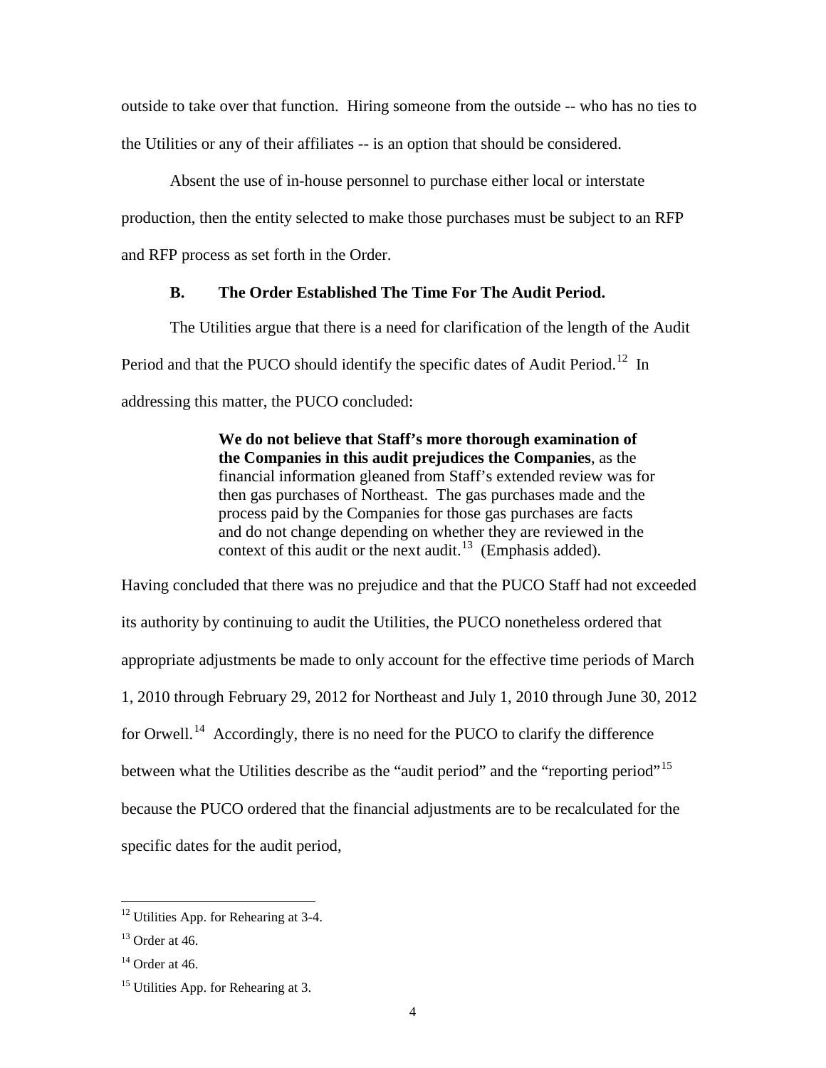outside to take over that function. Hiring someone from the outside -- who has no ties to the Utilities or any of their affiliates -- is an option that should be considered.

Absent the use of in-house personnel to purchase either local or interstate production, then the entity selected to make those purchases must be subject to an RFP and RFP process as set forth in the Order.

### B. The Order Established The Time For The Audit Period.

The Utilities argue that there is a need for clarification of the length of the Audit Period and that the PUCO should identify the specific dates of Audit Period.[12] In addressing this matter, the PUCO concluded:

> **We do not believe that Staff's more thorough examination of the Companies in this audit prejudices the Companies**, as the financial information gleaned from Staff's extended review was for then gas purchases of Northeast. The gas purchases made and the process paid by the Companies for those gas purchases are facts and do not change depending on whether they are reviewed in the context of this audit or the next audit.[13] (Emphasis added).

Having concluded that there was no prejudice and that the PUCO Staff had not exceeded its authority by continuing to audit the Utilities, the PUCO nonetheless ordered that appropriate adjustments be made to only account for the effective time periods of March 1, 2010 through February 29, 2012 for Northeast and July 1, 2010 through June 30, 2012 for Orwell.[14] Accordingly, there is no need for the PUCO to clarify the difference between what the Utilities describe as the "audit period" and the "reporting period"[15] because the PUCO ordered that the financial adjustments are to be recalculated for the specific dates for the audit period,

---

[12] Utilities App. for Rehearing at 3-4.

[13] Order at 46.

[14] Order at 46.

[15] Utilities App. for Rehearing at 3.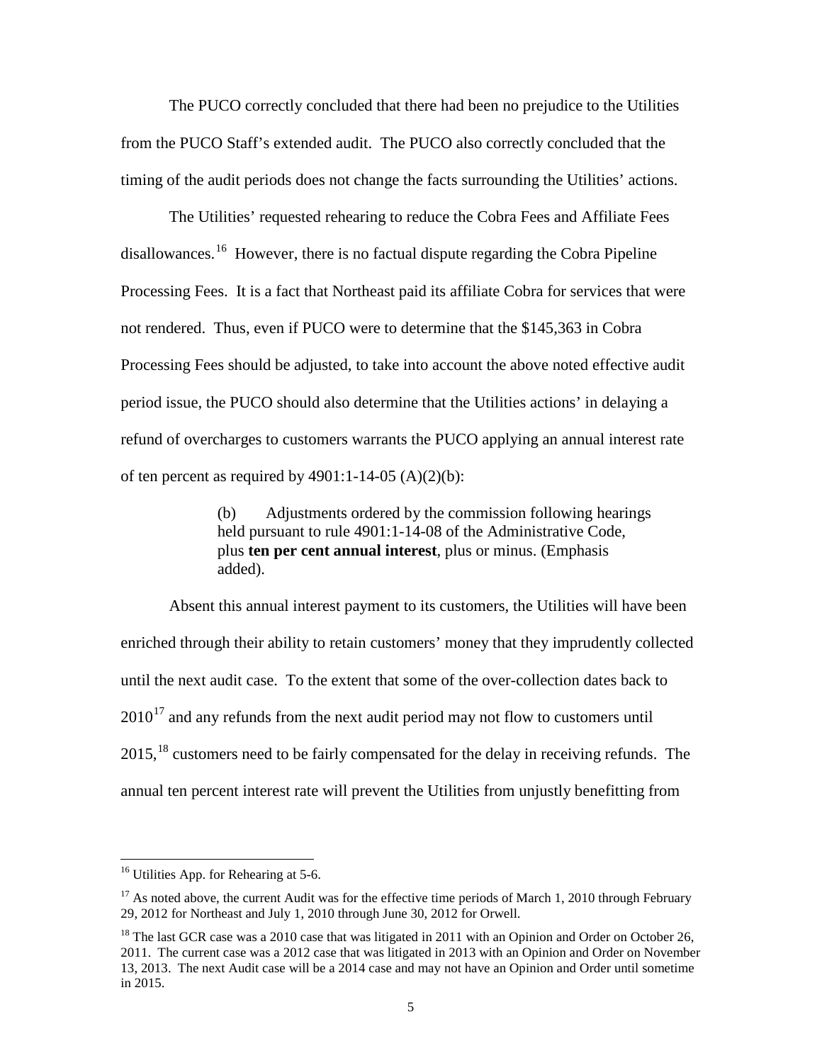The PUCO correctly concluded that there had been no prejudice to the Utilities from the PUCO Staff's extended audit. The PUCO also correctly concluded that the timing of the audit periods does not change the facts surrounding the Utilities' actions.

The Utilities' requested rehearing to reduce the Cobra Fees and Affiliate Fees disallowances.[16] However, there is no factual dispute regarding the Cobra Pipeline Processing Fees. It is a fact that Northeast paid its affiliate Cobra for services that were not rendered. Thus, even if PUCO were to determine that the $145,363 in Cobra Processing Fees should be adjusted, to take into account the above noted effective audit period issue, the PUCO should also determine that the Utilities actions' in delaying a refund of overcharges to customers warrants the PUCO applying an annual interest rate of ten percent as required by 4901:1-14-05 (A)(2)(b):

> (b) Adjustments ordered by the commission following hearings held pursuant to rule 4901:1-14-08 of the Administrative Code, plus **ten per cent annual interest**, plus or minus. (Emphasis added).

Absent this annual interest payment to its customers, the Utilities will have been enriched through their ability to retain customers' money that they imprudently collected until the next audit case. To the extent that some of the over-collection dates back to 2010[17] and any refunds from the next audit period may not flow to customers until 2015,[18] customers need to be fairly compensated for the delay in receiving refunds. The annual ten percent interest rate will prevent the Utilities from unjustly benefitting from

---

[16] Utilities App. for Rehearing at 5-6.

[17] As noted above, the current Audit was for the effective time periods of March 1, 2010 through February 29, 2012 for Northeast and July 1, 2010 through June 30, 2012 for Orwell.

[18] The last GCR case was a 2010 case that was litigated in 2011 with an Opinion and Order on October 26, 2011. The current case was a 2012 case that was litigated in 2013 with an Opinion and Order on November 13, 2013. The next Audit case will be a 2014 case and may not have an Opinion and Order until sometime in 2015.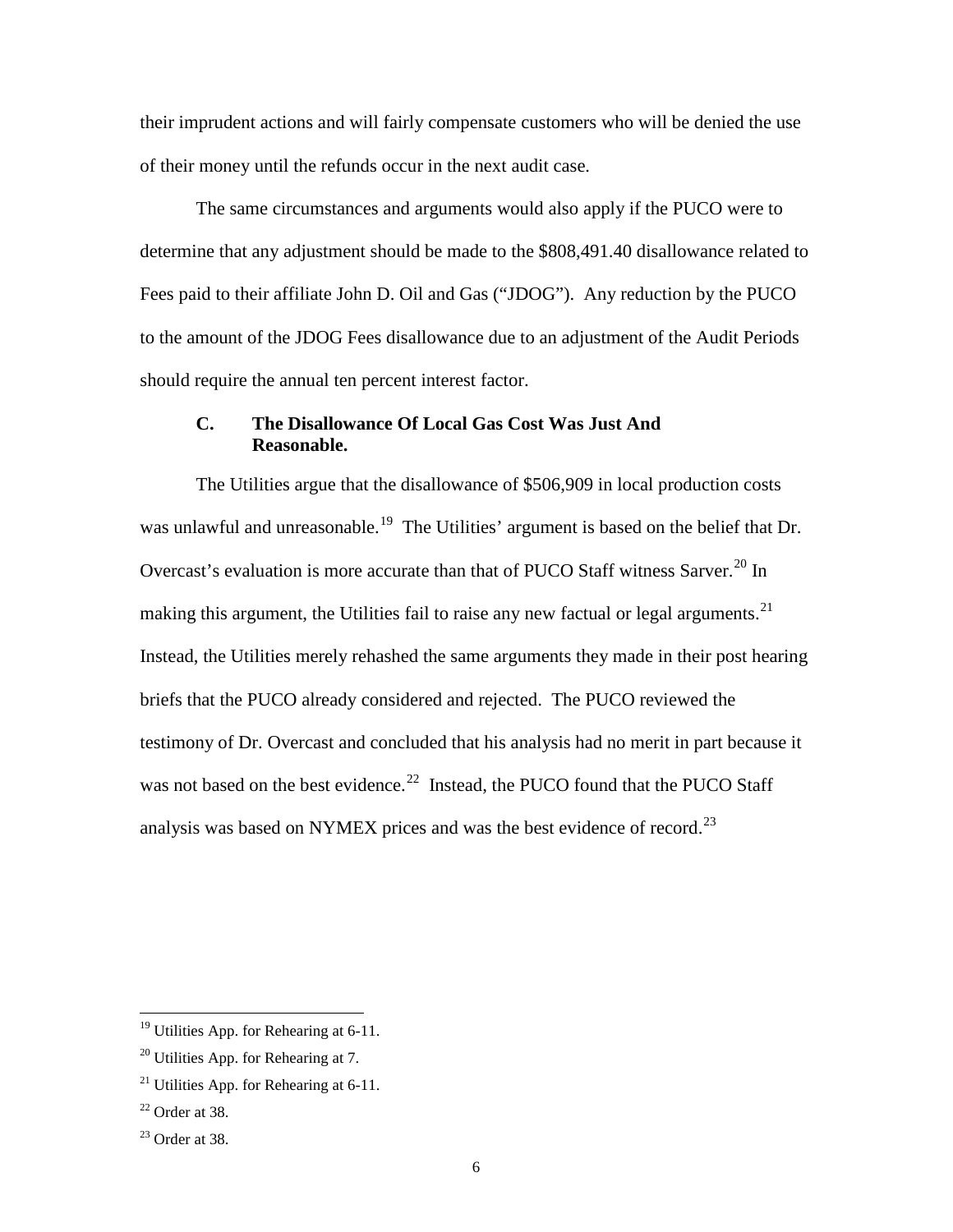their imprudent actions and will fairly compensate customers who will be denied the use of their money until the refunds occur in the next audit case.

The same circumstances and arguments would also apply if the PUCO were to determine that any adjustment should be made to the $808,491.40 disallowance related to Fees paid to their affiliate John D. Oil and Gas ("JDOG"). Any reduction by the PUCO to the amount of the JDOG Fees disallowance due to an adjustment of the Audit Periods should require the annual ten percent interest factor.

### C. The Disallowance Of Local Gas Cost Was Just And Reasonable.

The Utilities argue that the disallowance of $506,909 in local production costs was unlawful and unreasonable.[19] The Utilities' argument is based on the belief that Dr. Overcast's evaluation is more accurate than that of PUCO Staff witness Sarver.[20] In making this argument, the Utilities fail to raise any new factual or legal arguments.[21] Instead, the Utilities merely rehashed the same arguments they made in their post hearing briefs that the PUCO already considered and rejected. The PUCO reviewed the testimony of Dr. Overcast and concluded that his analysis had no merit in part because it was not based on the best evidence.[22] Instead, the PUCO found that the PUCO Staff analysis was based on NYMEX prices and was the best evidence of record.[23]

---

[19] Utilities App. for Rehearing at 6-11.

[20] Utilities App. for Rehearing at 7.

[21] Utilities App. for Rehearing at 6-11.

[22] Order at 38.

[23] Order at 38.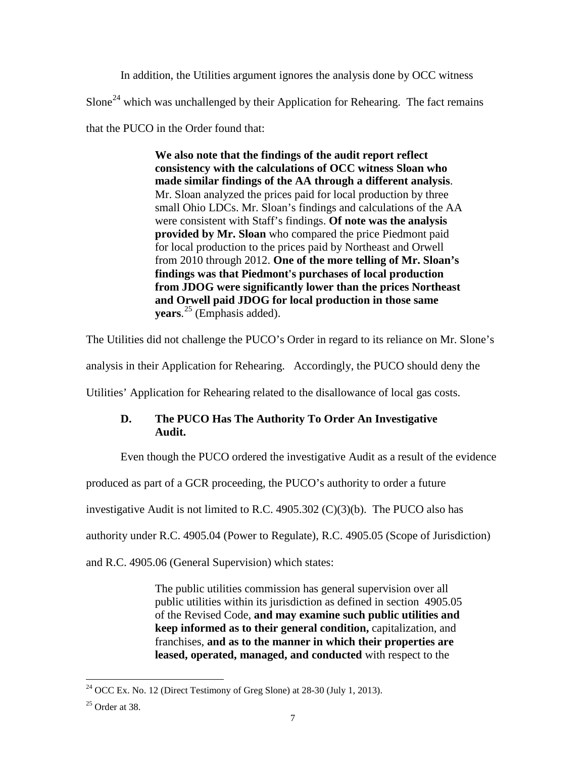In addition, the Utilities argument ignores the analysis done by OCC witness Slone[24] which was unchallenged by their Application for Rehearing. The fact remains that the PUCO in the Order found that:

> **We also note that the findings of the audit report reflect consistency with the calculations of OCC witness Sloan who made similar findings of the AA through a different analysis**. Mr. Sloan analyzed the prices paid for local production by three small Ohio LDCs. Mr. Sloan's findings and calculations of the AA were consistent with Staff's findings. **Of note was the analysis provided by Mr. Sloan** who compared the price Piedmont paid for local production to the prices paid by Northeast and Orwell from 2010 through 2012. **One of the more telling of Mr. Sloan's findings was that Piedmont's purchases of local production from JDOG were significantly lower than the prices Northeast and Orwell paid JDOG for local production in those same years**.[25] (Emphasis added).

The Utilities did not challenge the PUCO's Order in regard to its reliance on Mr. Slone's analysis in their Application for Rehearing. Accordingly, the PUCO should deny the Utilities' Application for Rehearing related to the disallowance of local gas costs.

### D. The PUCO Has The Authority To Order An Investigative Audit.

Even though the PUCO ordered the investigative Audit as a result of the evidence produced as part of a GCR proceeding, the PUCO's authority to order a future investigative Audit is not limited to R.C. 4905.302 (C)(3)(b). The PUCO also has authority under R.C. 4905.04 (Power to Regulate), R.C. 4905.05 (Scope of Jurisdiction) and R.C. 4905.06 (General Supervision) which states:

> The public utilities commission has general supervision over all public utilities within its jurisdiction as defined in section 4905.05 of the Revised Code, **and may examine such public utilities and keep informed as to their general condition,** capitalization, and franchises, **and as to the manner in which their properties are leased, operated, managed, and conducted** with respect to the

---

[24] OCC Ex. No. 12 (Direct Testimony of Greg Slone) at 28-30 (July 1, 2013).

[25] Order at 38.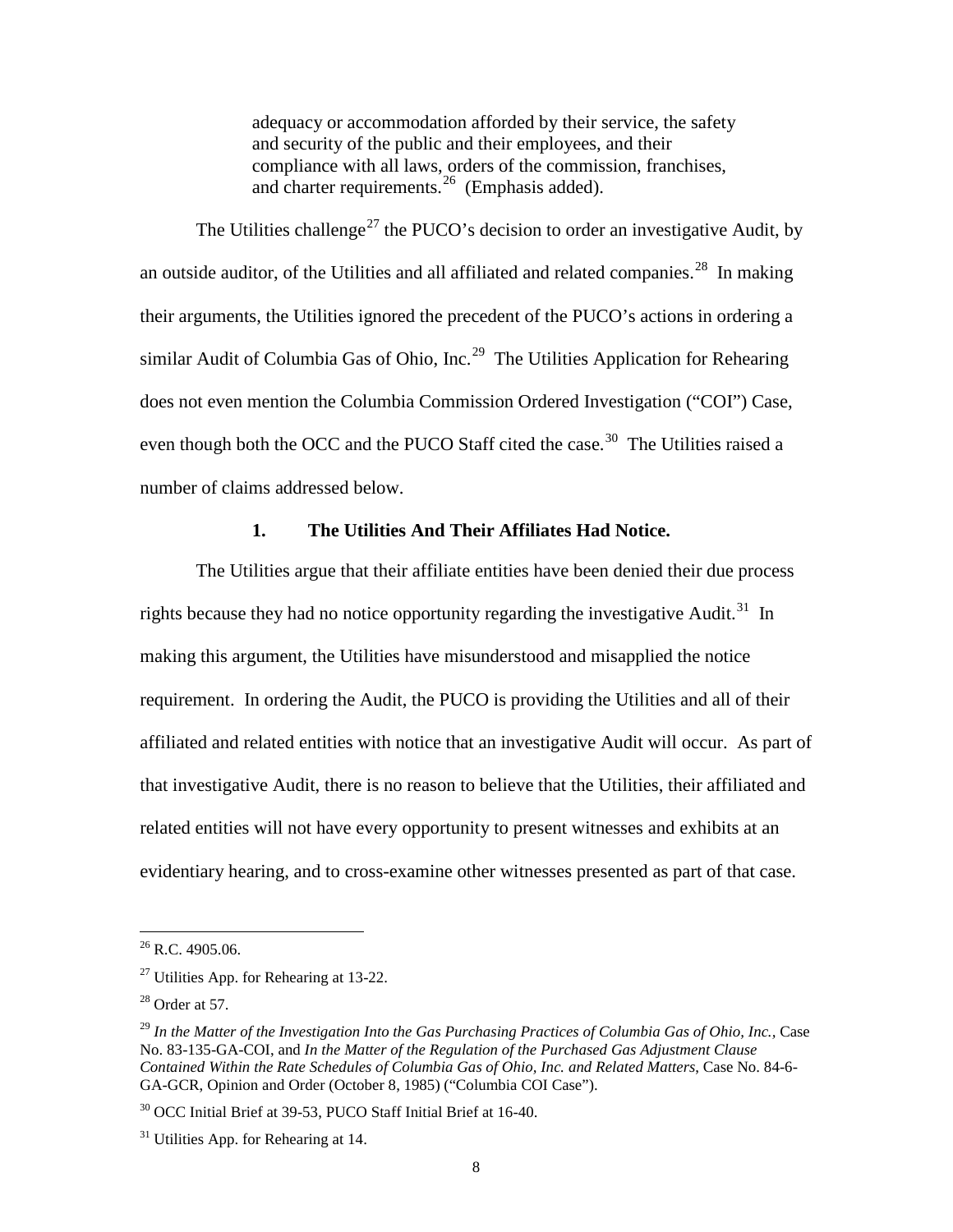> adequacy or accommodation afforded by their service, the safety and security of the public and their employees, and their compliance with all laws, orders of the commission, franchises, and charter requirements.[26] (Emphasis added).

The Utilities challenge[27] the PUCO's decision to order an investigative Audit, by an outside auditor, of the Utilities and all affiliated and related companies.[28] In making their arguments, the Utilities ignored the precedent of the PUCO's actions in ordering a similar Audit of Columbia Gas of Ohio, Inc.[29] The Utilities Application for Rehearing does not even mention the Columbia Commission Ordered Investigation ("COI") Case, even though both the OCC and the PUCO Staff cited the case.[30] The Utilities raised a number of claims addressed below.

### 1. The Utilities And Their Affiliates Had Notice.

The Utilities argue that their affiliate entities have been denied their due process rights because they had no notice opportunity regarding the investigative Audit.[31] In making this argument, the Utilities have misunderstood and misapplied the notice requirement. In ordering the Audit, the PUCO is providing the Utilities and all of their affiliated and related entities with notice that an investigative Audit will occur. As part of that investigative Audit, there is no reason to believe that the Utilities, their affiliated and related entities will not have every opportunity to present witnesses and exhibits at an evidentiary hearing, and to cross-examine other witnesses presented as part of that case.

---

[26] R.C. 4905.06.

[27] Utilities App. for Rehearing at 13-22.

[28] Order at 57.

[29] *In the Matter of the Investigation Into the Gas Purchasing Practices of Columbia Gas of Ohio, Inc.,* Case No. 83-135-GA-COI, and *In the Matter of the Regulation of the Purchased Gas Adjustment Clause Contained Within the Rate Schedules of Columbia Gas of Ohio, Inc. and Related Matters*, Case No. 84-6-GA-GCR, Opinion and Order (October 8, 1985) ("Columbia COI Case").

[30] OCC Initial Brief at 39-53, PUCO Staff Initial Brief at 16-40.

[31] Utilities App. for Rehearing at 14.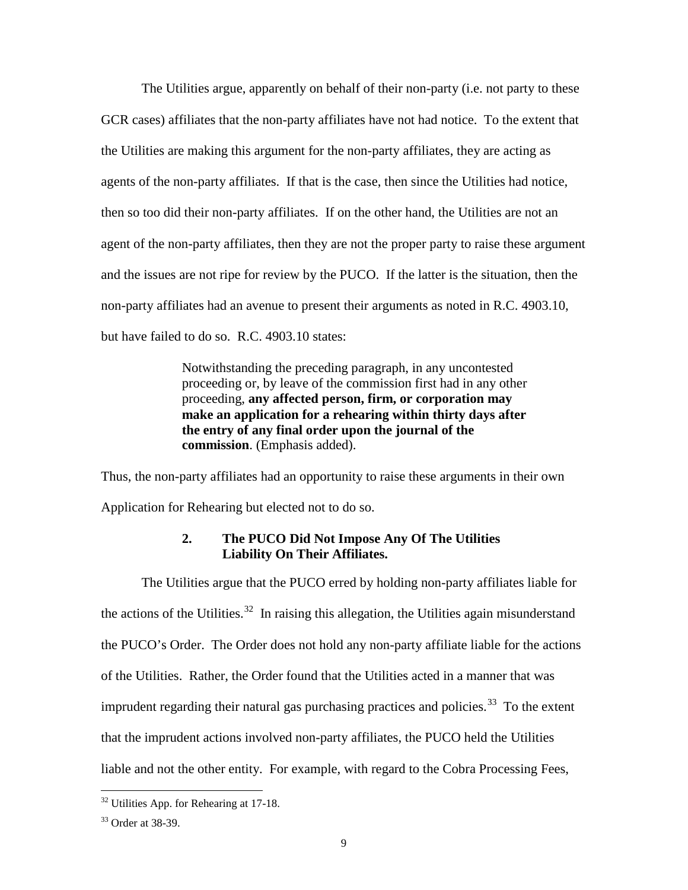The Utilities argue, apparently on behalf of their non-party (i.e. not party to these GCR cases) affiliates that the non-party affiliates have not had notice. To the extent that the Utilities are making this argument for the non-party affiliates, they are acting as agents of the non-party affiliates. If that is the case, then since the Utilities had notice, then so too did their non-party affiliates. If on the other hand, the Utilities are not an agent of the non-party affiliates, then they are not the proper party to raise these argument and the issues are not ripe for review by the PUCO. If the latter is the situation, then the non-party affiliates had an avenue to present their arguments as noted in R.C. 4903.10, but have failed to do so. R.C. 4903.10 states:

> Notwithstanding the preceding paragraph, in any uncontested proceeding or, by leave of the commission first had in any other proceeding, **any affected person, firm, or corporation may make an application for a rehearing within thirty days after the entry of any final order upon the journal of the commission**. (Emphasis added).

Thus, the non-party affiliates had an opportunity to raise these arguments in their own Application for Rehearing but elected not to do so.

### 2. The PUCO Did Not Impose Any Of The Utilities Liability On Their Affiliates.

The Utilities argue that the PUCO erred by holding non-party affiliates liable for the actions of the Utilities.[32] In raising this allegation, the Utilities again misunderstand the PUCO's Order. The Order does not hold any non-party affiliate liable for the actions of the Utilities. Rather, the Order found that the Utilities acted in a manner that was imprudent regarding their natural gas purchasing practices and policies.[33] To the extent that the imprudent actions involved non-party affiliates, the PUCO held the Utilities liable and not the other entity. For example, with regard to the Cobra Processing Fees,

---

[32] Utilities App. for Rehearing at 17-18.

[33] Order at 38-39.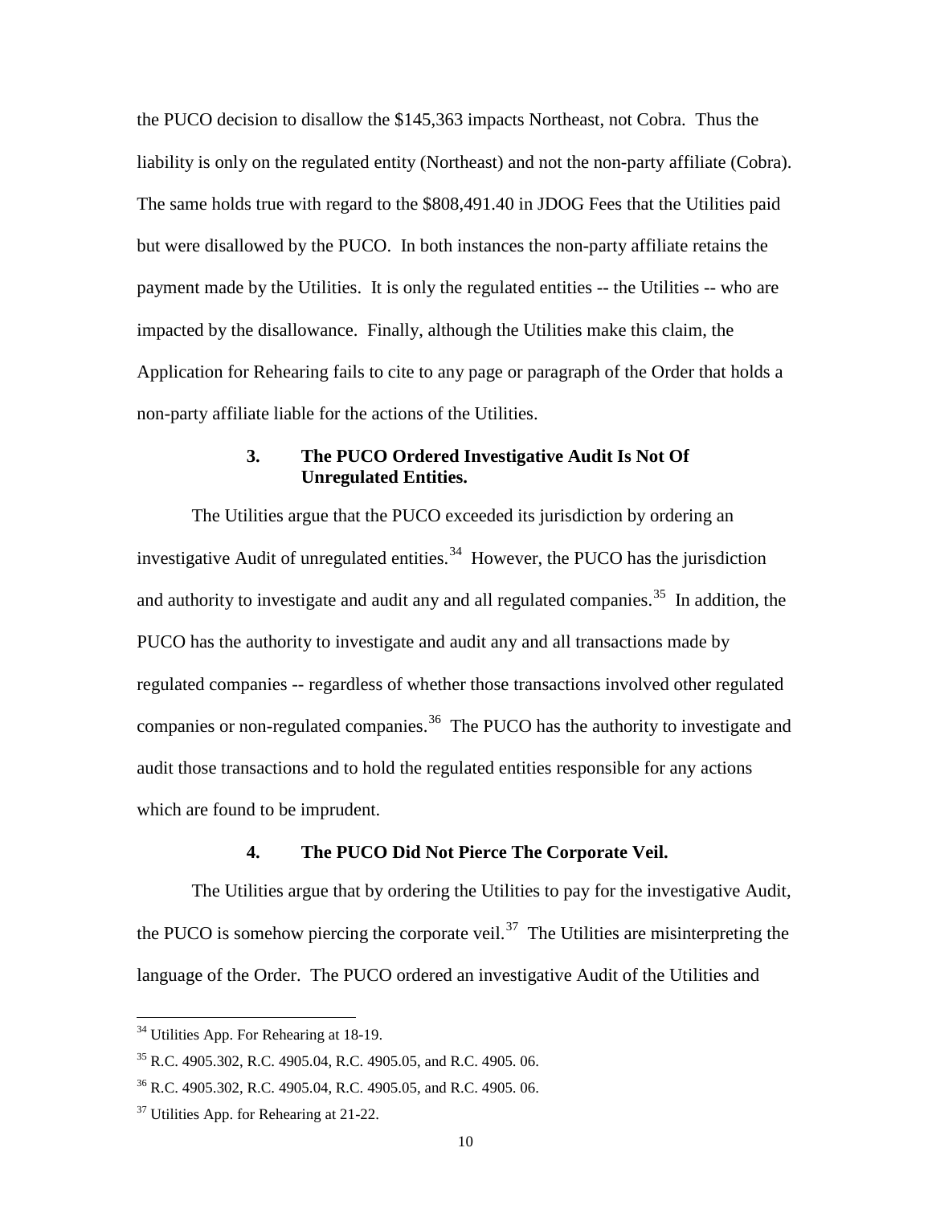the PUCO decision to disallow the $145,363 impacts Northeast, not Cobra. Thus the liability is only on the regulated entity (Northeast) and not the non-party affiliate (Cobra). The same holds true with regard to the $808,491.40 in JDOG Fees that the Utilities paid but were disallowed by the PUCO. In both instances the non-party affiliate retains the payment made by the Utilities. It is only the regulated entities -- the Utilities -- who are impacted by the disallowance. Finally, although the Utilities make this claim, the Application for Rehearing fails to cite to any page or paragraph of the Order that holds a non-party affiliate liable for the actions of the Utilities.

### 3. The PUCO Ordered Investigative Audit Is Not Of Unregulated Entities.

The Utilities argue that the PUCO exceeded its jurisdiction by ordering an investigative Audit of unregulated entities.[34] However, the PUCO has the jurisdiction and authority to investigate and audit any and all regulated companies.[35] In addition, the PUCO has the authority to investigate and audit any and all transactions made by regulated companies -- regardless of whether those transactions involved other regulated companies or non-regulated companies.[36] The PUCO has the authority to investigate and audit those transactions and to hold the regulated entities responsible for any actions which are found to be imprudent.

### 4. The PUCO Did Not Pierce The Corporate Veil.

The Utilities argue that by ordering the Utilities to pay for the investigative Audit, the PUCO is somehow piercing the corporate veil.[37] The Utilities are misinterpreting the language of the Order. The PUCO ordered an investigative Audit of the Utilities and

---

[34] Utilities App. For Rehearing at 18-19.

[35] R.C. 4905.302, R.C. 4905.04, R.C. 4905.05, and R.C. 4905. 06.

[36] R.C. 4905.302, R.C. 4905.04, R.C. 4905.05, and R.C. 4905. 06.

[37] Utilities App. for Rehearing at 21-22.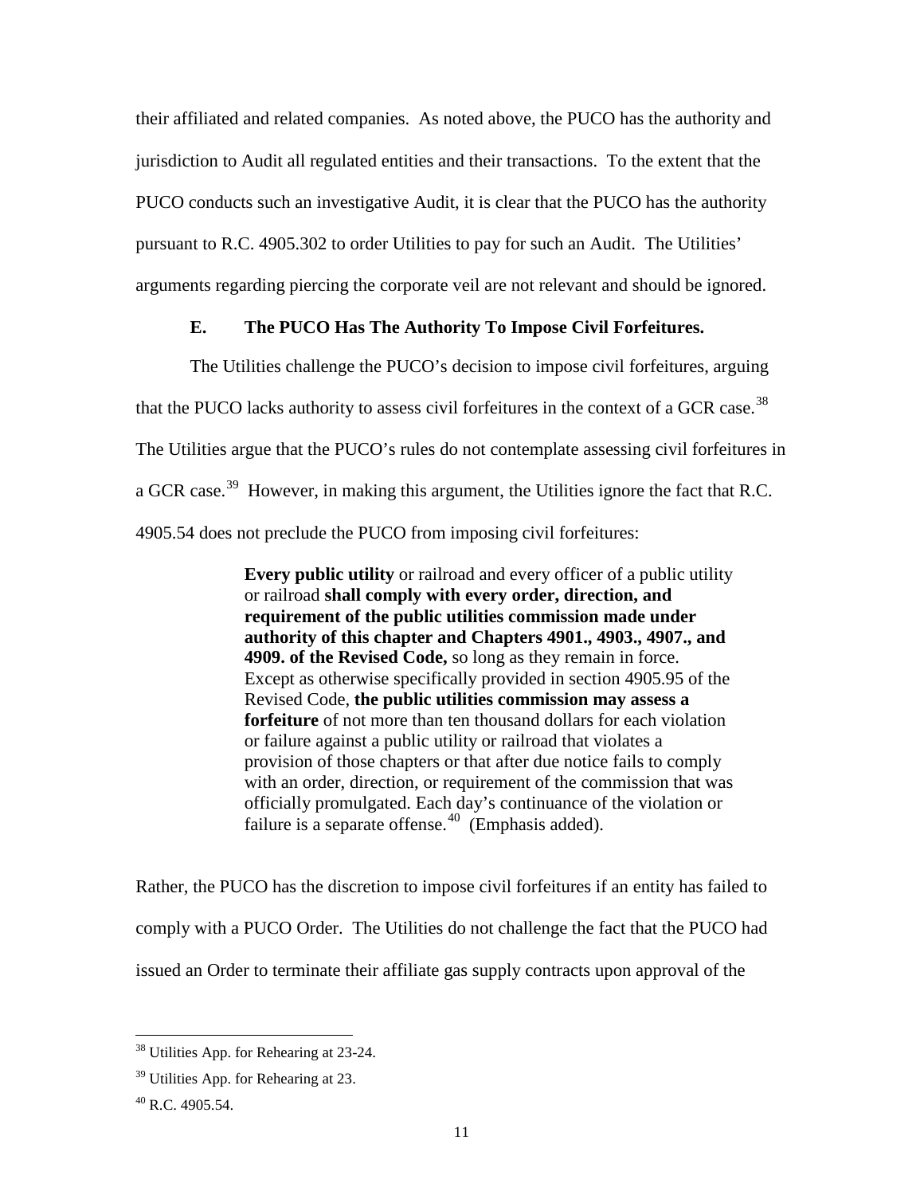their affiliated and related companies. As noted above, the PUCO has the authority and jurisdiction to Audit all regulated entities and their transactions. To the extent that the PUCO conducts such an investigative Audit, it is clear that the PUCO has the authority pursuant to R.C. 4905.302 to order Utilities to pay for such an Audit. The Utilities' arguments regarding piercing the corporate veil are not relevant and should be ignored.

### E. The PUCO Has The Authority To Impose Civil Forfeitures.

The Utilities challenge the PUCO's decision to impose civil forfeitures, arguing that the PUCO lacks authority to assess civil forfeitures in the context of a GCR case.[38] The Utilities argue that the PUCO's rules do not contemplate assessing civil forfeitures in a GCR case.[39] However, in making this argument, the Utilities ignore the fact that R.C. 4905.54 does not preclude the PUCO from imposing civil forfeitures:

> **Every public utility** or railroad and every officer of a public utility or railroad **shall comply with every order, direction, and requirement of the public utilities commission made under authority of this chapter and Chapters 4901., 4903., 4907., and 4909. of the Revised Code,** so long as they remain in force. Except as otherwise specifically provided in section 4905.95 of the Revised Code, **the public utilities commission may assess a forfeiture** of not more than ten thousand dollars for each violation or failure against a public utility or railroad that violates a provision of those chapters or that after due notice fails to comply with an order, direction, or requirement of the commission that was officially promulgated. Each day's continuance of the violation or failure is a separate offense.[40] (Emphasis added).

Rather, the PUCO has the discretion to impose civil forfeitures if an entity has failed to comply with a PUCO Order. The Utilities do not challenge the fact that the PUCO had issued an Order to terminate their affiliate gas supply contracts upon approval of the

---

[38] Utilities App. for Rehearing at 23-24.

[39] Utilities App. for Rehearing at 23.

[40] R.C. 4905.54.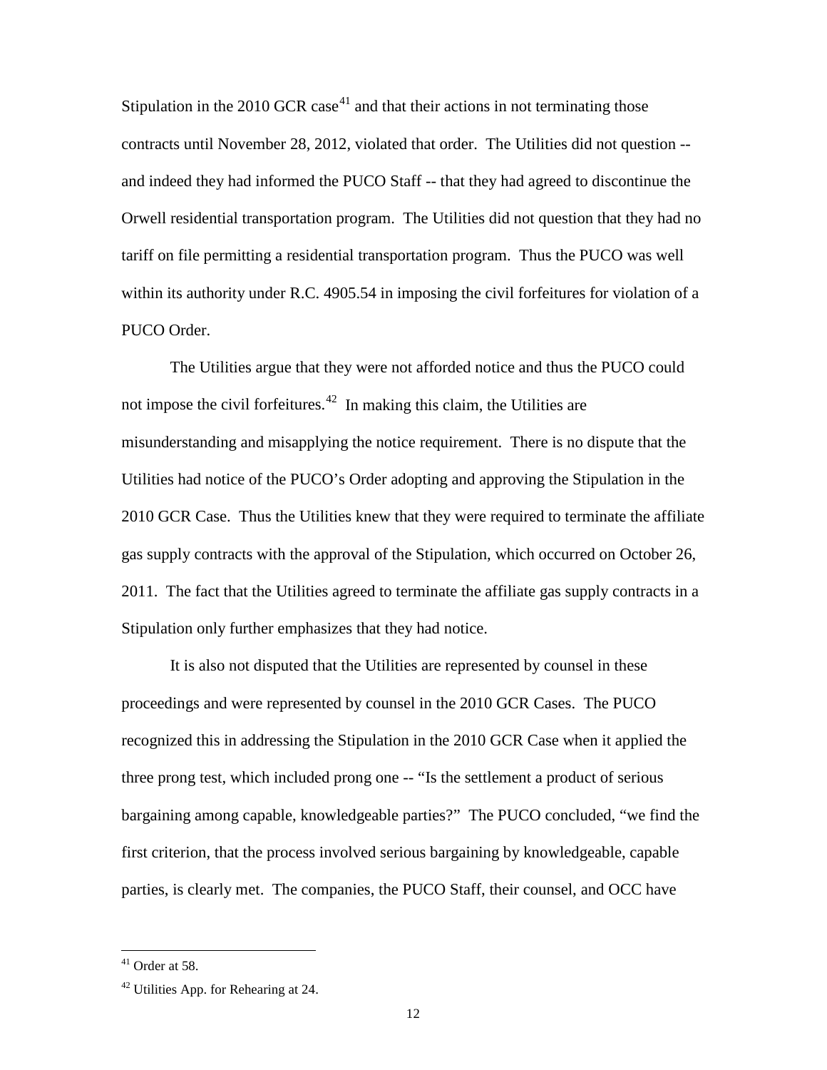Stipulation in the 2010 GCR case[41] and that their actions in not terminating those contracts until November 28, 2012, violated that order. The Utilities did not question -- and indeed they had informed the PUCO Staff -- that they had agreed to discontinue the Orwell residential transportation program. The Utilities did not question that they had no tariff on file permitting a residential transportation program. Thus the PUCO was well within its authority under R.C. 4905.54 in imposing the civil forfeitures for violation of a PUCO Order.

The Utilities argue that they were not afforded notice and thus the PUCO could not impose the civil forfeitures.[42] In making this claim, the Utilities are misunderstanding and misapplying the notice requirement. There is no dispute that the Utilities had notice of the PUCO's Order adopting and approving the Stipulation in the 2010 GCR Case. Thus the Utilities knew that they were required to terminate the affiliate gas supply contracts with the approval of the Stipulation, which occurred on October 26, 2011. The fact that the Utilities agreed to terminate the affiliate gas supply contracts in a Stipulation only further emphasizes that they had notice.

It is also not disputed that the Utilities are represented by counsel in these proceedings and were represented by counsel in the 2010 GCR Cases. The PUCO recognized this in addressing the Stipulation in the 2010 GCR Case when it applied the three prong test, which included prong one -- "Is the settlement a product of serious bargaining among capable, knowledgeable parties?" The PUCO concluded, "we find the first criterion, that the process involved serious bargaining by knowledgeable, capable parties, is clearly met. The companies, the PUCO Staff, their counsel, and OCC have

---

[41] Order at 58.

[42] Utilities App. for Rehearing at 24.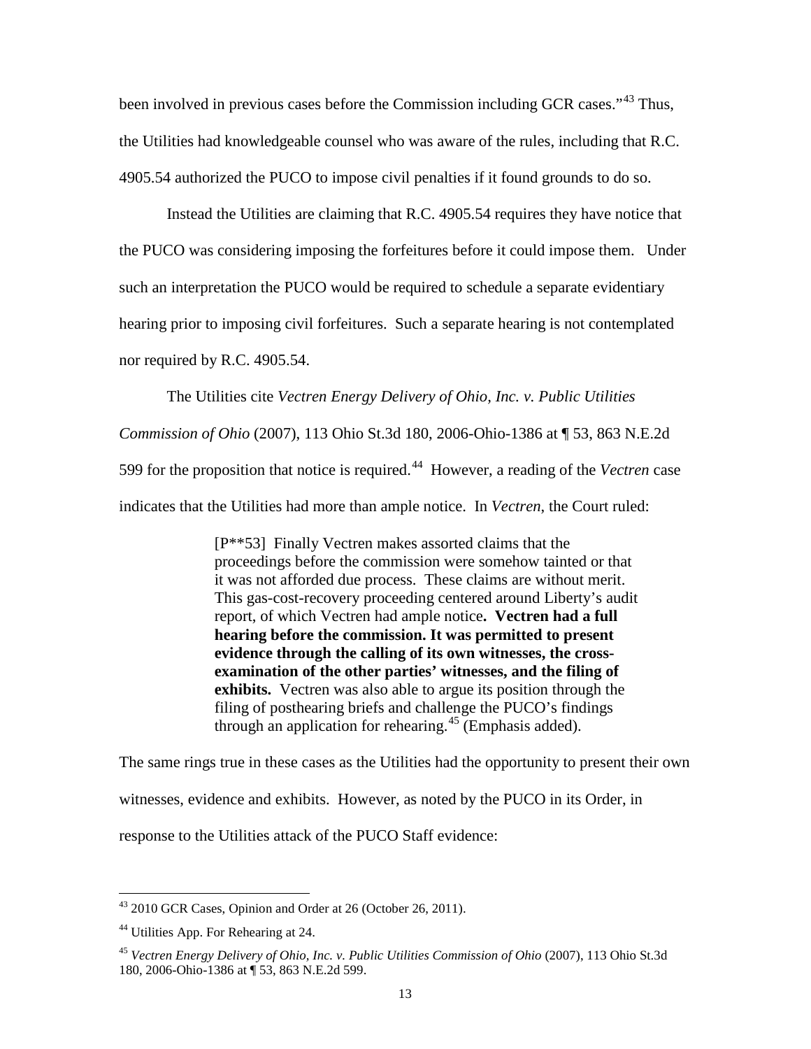been involved in previous cases before the Commission including GCR cases."[43] Thus, the Utilities had knowledgeable counsel who was aware of the rules, including that R.C. 4905.54 authorized the PUCO to impose civil penalties if it found grounds to do so.

Instead the Utilities are claiming that R.C. 4905.54 requires they have notice that the PUCO was considering imposing the forfeitures before it could impose them. Under such an interpretation the PUCO would be required to schedule a separate evidentiary hearing prior to imposing civil forfeitures. Such a separate hearing is not contemplated nor required by R.C. 4905.54.

The Utilities cite *Vectren Energy Delivery of Ohio, Inc. v. Public Utilities Commission of Ohio* (2007), 113 Ohio St.3d 180, 2006-Ohio-1386 at ¶ 53, 863 N.E.2d 599 for the proposition that notice is required.[44] However, a reading of the *Vectren* case indicates that the Utilities had more than ample notice. In *Vectren*, the Court ruled:

> [P**53] Finally Vectren makes assorted claims that the proceedings before the commission were somehow tainted or that it was not afforded due process. These claims are without merit. This gas-cost-recovery proceeding centered around Liberty's audit report, of which Vectren had ample notice**. Vectren had a full hearing before the commission. It was permitted to present evidence through the calling of its own witnesses, the cross-examination of the other parties' witnesses, and the filing of exhibits.** Vectren was also able to argue its position through the filing of posthearing briefs and challenge the PUCO's findings through an application for rehearing.[45] (Emphasis added).

The same rings true in these cases as the Utilities had the opportunity to present their own witnesses, evidence and exhibits. However, as noted by the PUCO in its Order, in response to the Utilities attack of the PUCO Staff evidence:

---

[43] 2010 GCR Cases, Opinion and Order at 26 (October 26, 2011).

[44] Utilities App. For Rehearing at 24.

[45] *Vectren Energy Delivery of Ohio, Inc. v. Public Utilities Commission of Ohio* (2007), 113 Ohio St.3d 180, 2006-Ohio-1386 at ¶ 53, 863 N.E.2d 599.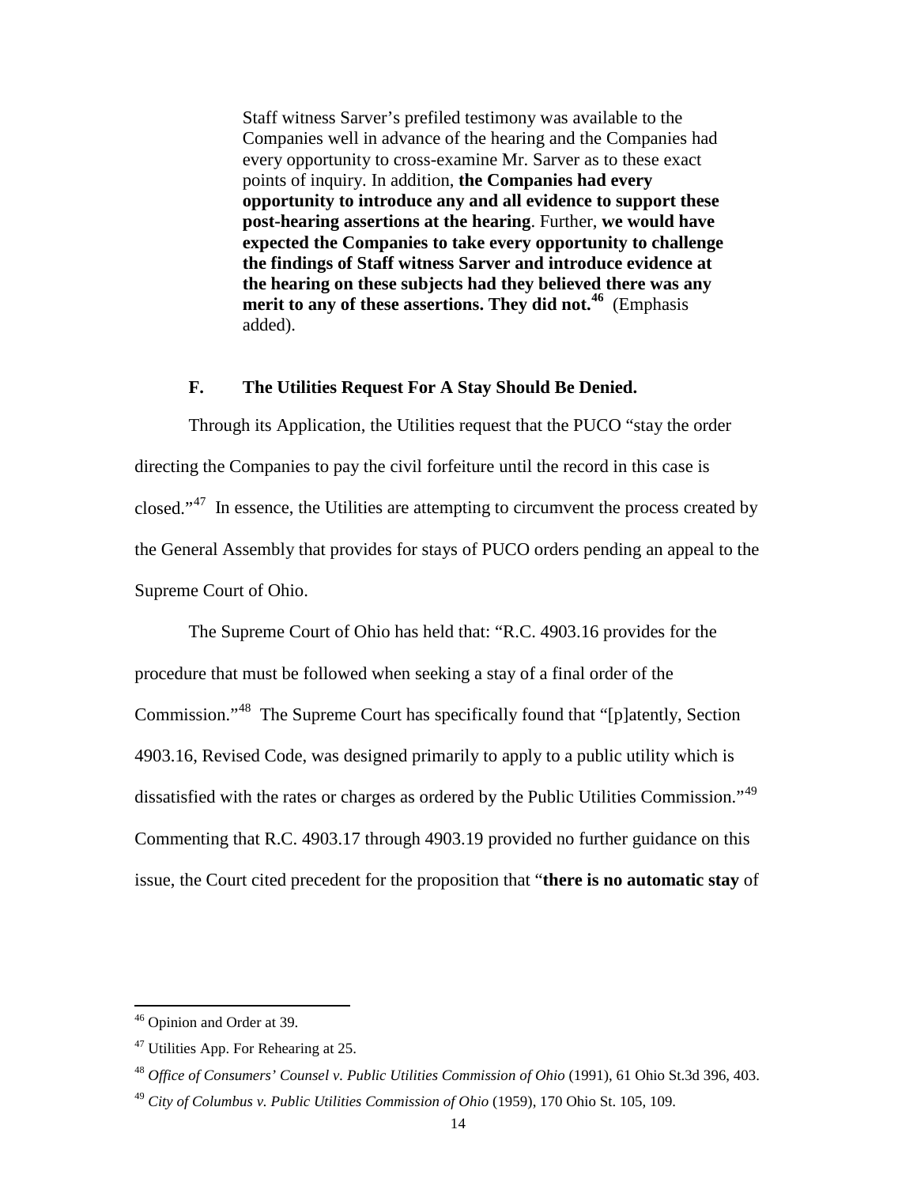> Staff witness Sarver's prefiled testimony was available to the Companies well in advance of the hearing and the Companies had every opportunity to cross-examine Mr. Sarver as to these exact points of inquiry. In addition, **the Companies had every opportunity to introduce any and all evidence to support these post-hearing assertions at the hearing**. Further, **we would have expected the Companies to take every opportunity to challenge the findings of Staff witness Sarver and introduce evidence at the hearing on these subjects had they believed there was any merit to any of these assertions. They did not.**[46] (Emphasis added).

### F. The Utilities Request For A Stay Should Be Denied.

Through its Application, the Utilities request that the PUCO "stay the order directing the Companies to pay the civil forfeiture until the record in this case is closed."[47] In essence, the Utilities are attempting to circumvent the process created by the General Assembly that provides for stays of PUCO orders pending an appeal to the Supreme Court of Ohio.

The Supreme Court of Ohio has held that: "R.C. 4903.16 provides for the procedure that must be followed when seeking a stay of a final order of the Commission."[48] The Supreme Court has specifically found that "[p]atently, Section 4903.16, Revised Code, was designed primarily to apply to a public utility which is dissatisfied with the rates or charges as ordered by the Public Utilities Commission."[49] Commenting that R.C. 4903.17 through 4903.19 provided no further guidance on this issue, the Court cited precedent for the proposition that "**there is no automatic stay** of

---

[46] Opinion and Order at 39.

[47] Utilities App. For Rehearing at 25.

[48] *Office of Consumers' Counsel v. Public Utilities Commission of Ohio* (1991), 61 Ohio St.3d 396, 403.

[49] *City of Columbus v. Public Utilities Commission of Ohio* (1959), 170 Ohio St. 105, 109.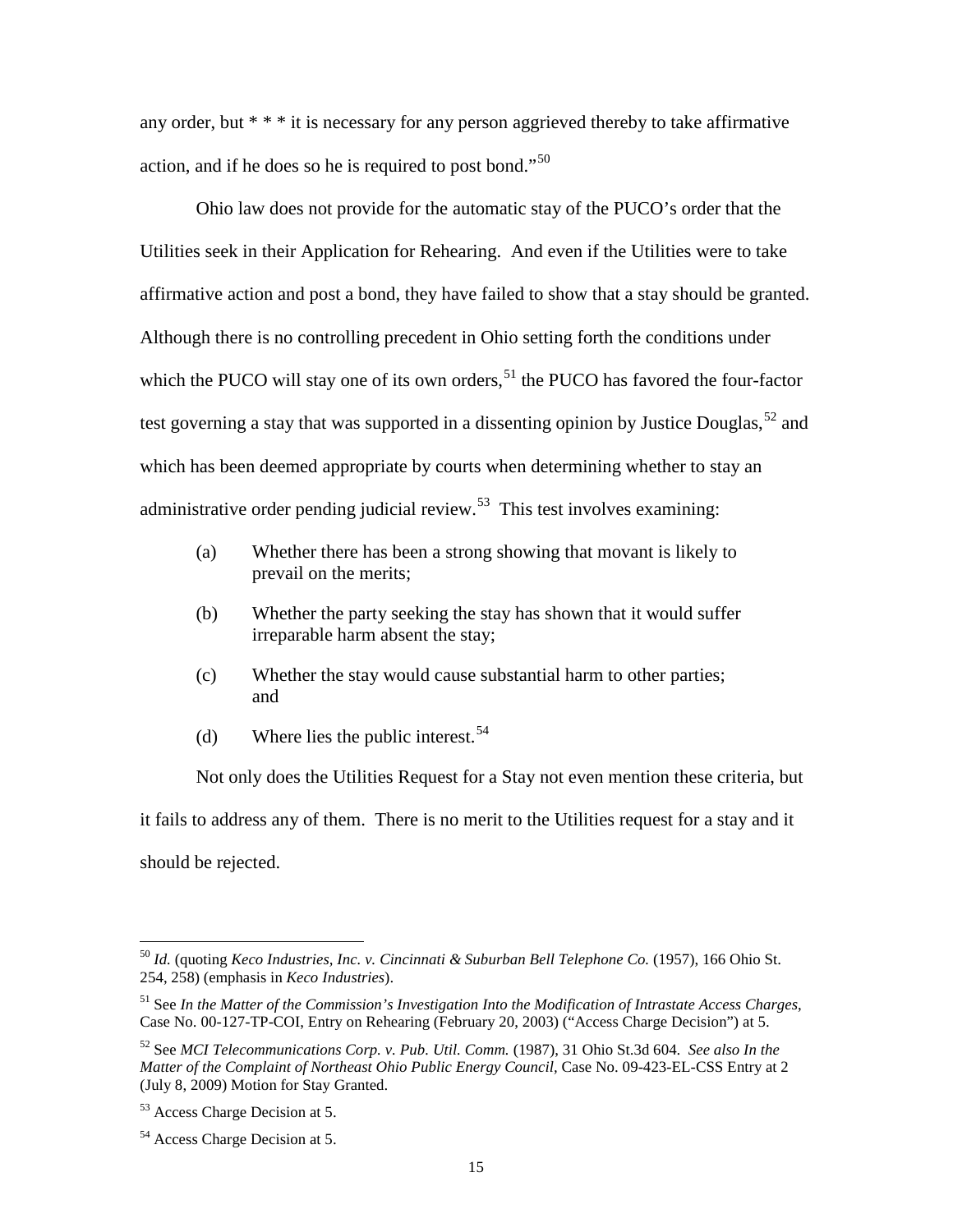any order, but * * * it is necessary for any person aggrieved thereby to take affirmative action, and if he does so he is required to post bond."[50]

Ohio law does not provide for the automatic stay of the PUCO's order that the Utilities seek in their Application for Rehearing. And even if the Utilities were to take affirmative action and post a bond, they have failed to show that a stay should be granted. Although there is no controlling precedent in Ohio setting forth the conditions under which the PUCO will stay one of its own orders,[51] the PUCO has favored the four-factor test governing a stay that was supported in a dissenting opinion by Justice Douglas,[52] and which has been deemed appropriate by courts when determining whether to stay an administrative order pending judicial review.[53] This test involves examining:

(a) Whether there has been a strong showing that movant is likely to prevail on the merits;

(b) Whether the party seeking the stay has shown that it would suffer irreparable harm absent the stay;

(c) Whether the stay would cause substantial harm to other parties; and

(d) Where lies the public interest.[54]

Not only does the Utilities Request for a Stay not even mention these criteria, but it fails to address any of them. There is no merit to the Utilities request for a stay and it should be rejected.

---

[50] *Id.* (quoting *Keco Industries, Inc. v. Cincinnati & Suburban Bell Telephone Co.* (1957), 166 Ohio St. 254, 258) (emphasis in *Keco Industries*).

[51] See *In the Matter of the Commission's Investigation Into the Modification of Intrastate Access Charges*, Case No. 00-127-TP-COI, Entry on Rehearing (February 20, 2003) ("Access Charge Decision") at 5.

[52] See *MCI Telecommunications Corp. v. Pub. Util. Comm.* (1987), 31 Ohio St.3d 604. *See also In the Matter of the Complaint of Northeast Ohio Public Energy Council*, Case No. 09-423-EL-CSS Entry at 2 (July 8, 2009) Motion for Stay Granted.

[53] Access Charge Decision at 5.

[54] Access Charge Decision at 5.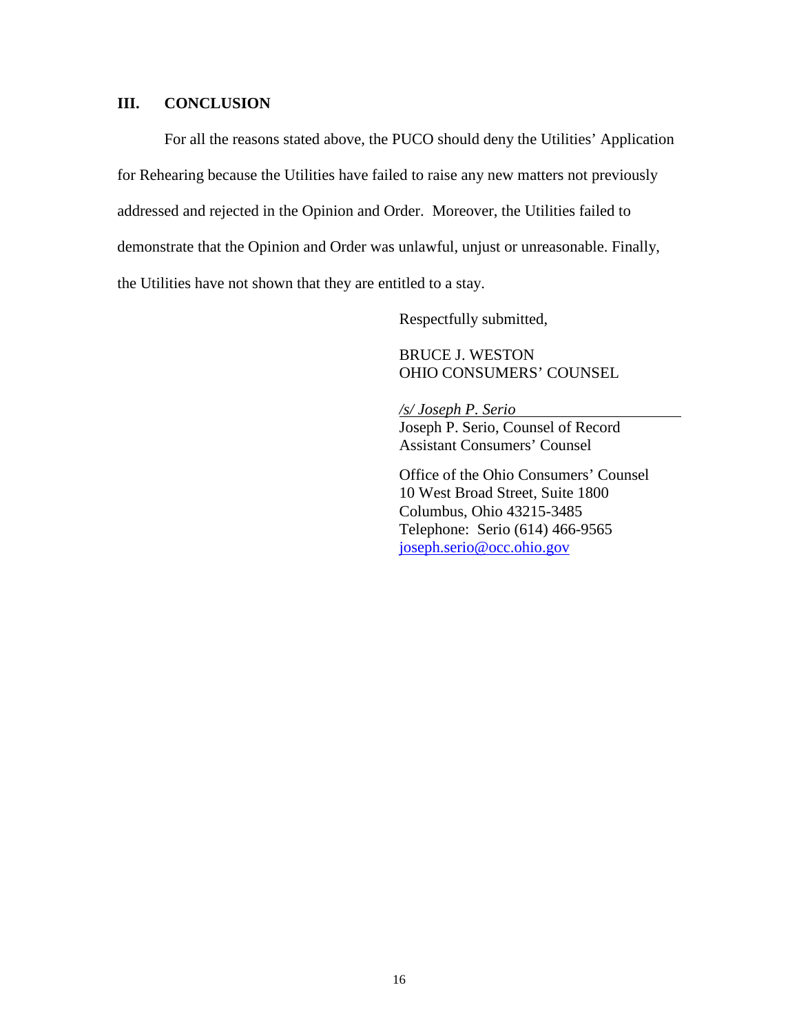## III. CONCLUSION

For all the reasons stated above, the PUCO should deny the Utilities' Application for Rehearing because the Utilities have failed to raise any new matters not previously addressed and rejected in the Opinion and Order. Moreover, the Utilities failed to demonstrate that the Opinion and Order was unlawful, unjust or unreasonable. Finally, the Utilities have not shown that they are entitled to a stay.

Respectfully submitted,

BRUCE J. WESTON
OHIO CONSUMERS' COUNSEL

*/s/ Joseph P. Serio*
Joseph P. Serio, Counsel of Record
Assistant Consumers' Counsel

Office of the Ohio Consumers' Counsel
10 West Broad Street, Suite 1800
Columbus, Ohio 43215-3485
Telephone: Serio (614) 466-9565
joseph.serio@occ.ohio.gov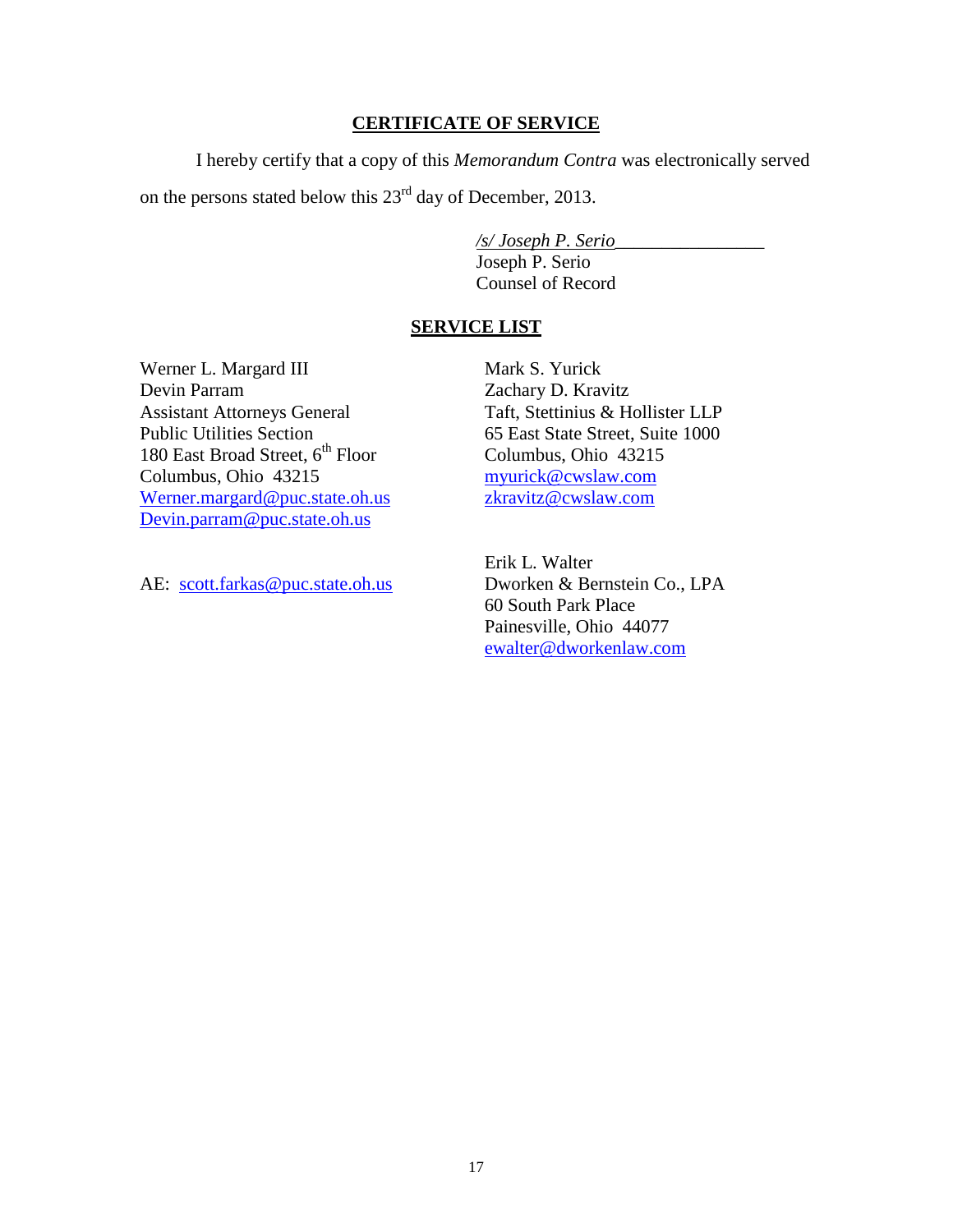## CERTIFICATE OF SERVICE

I hereby certify that a copy of this *Memorandum Contra* was electronically served on the persons stated below this 23rd day of December, 2013.

*/s/ Joseph P. Serio*
Joseph P. Serio
Counsel of Record

## SERVICE LIST

Werner L. Margard III
Devin Parram
Assistant Attorneys General
Public Utilities Section
180 East Broad Street, 6th Floor
Columbus, Ohio 43215
Werner.margard@puc.state.oh.us
Devin.parram@puc.state.oh.us

AE: scott.farkas@puc.state.oh.us

Mark S. Yurick
Zachary D. Kravitz
Taft, Stettinius & Hollister LLP
65 East State Street, Suite 1000
Columbus, Ohio 43215
myurick@cwslaw.com
zkravitz@cwslaw.com

Erik L. Walter
Dworken & Bernstein Co., LPA
60 South Park Place
Painesville, Ohio 44077
ewalter@dworkenlaw.com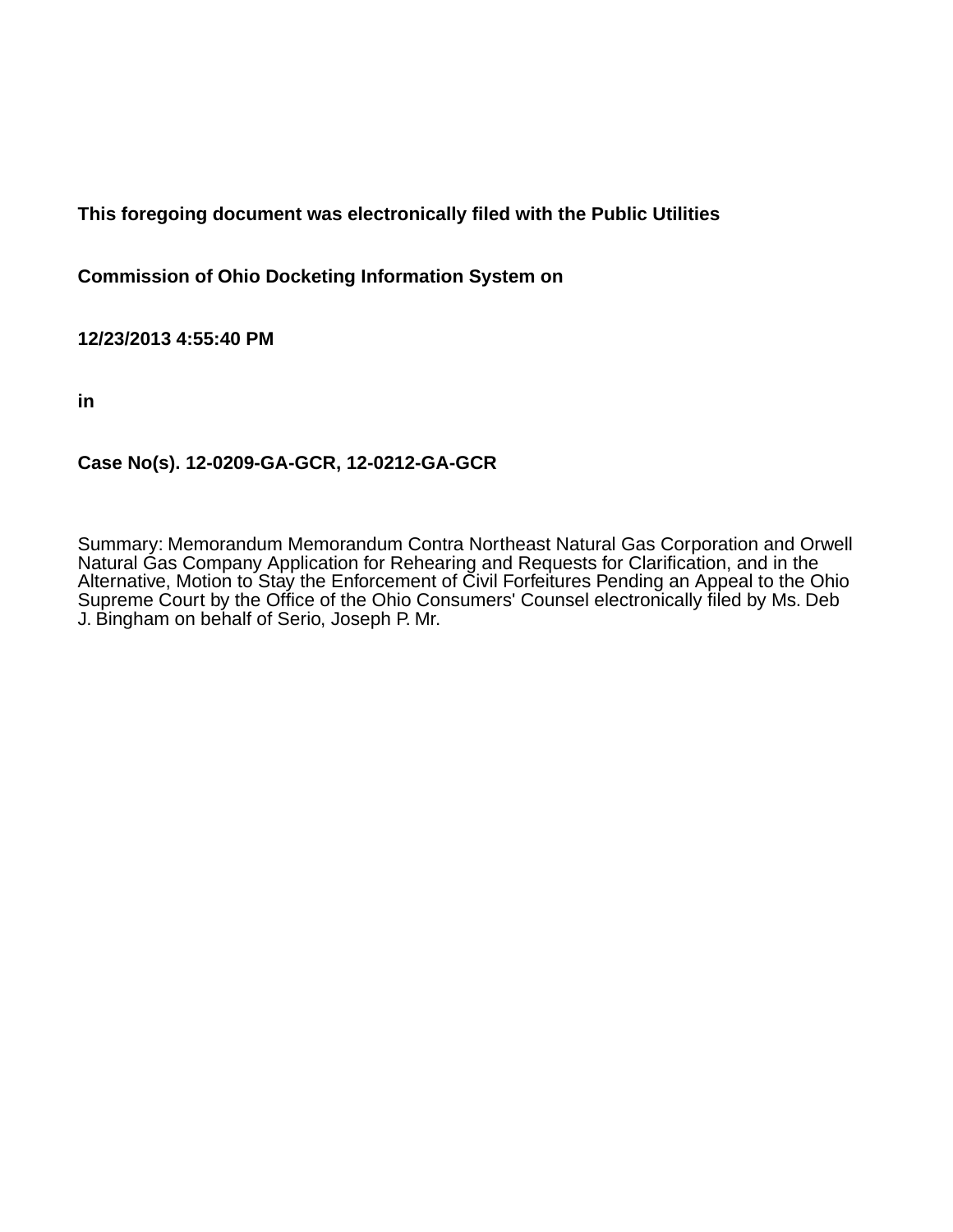**This foregoing document was electronically filed with the Public Utilities**

**Commission of Ohio Docketing Information System on**

**12/23/2013 4:55:40 PM**

**in**

**Case No(s). 12-0209-GA-GCR, 12-0212-GA-GCR**

Summary: Memorandum Memorandum Contra Northeast Natural Gas Corporation and Orwell Natural Gas Company Application for Rehearing and Requests for Clarification, and in the Alternative, Motion to Stay the Enforcement of Civil Forfeitures Pending an Appeal to the Ohio Supreme Court by the Office of the Ohio Consumers' Counsel electronically filed by Ms. Deb J. Bingham on behalf of Serio, Joseph P. Mr.